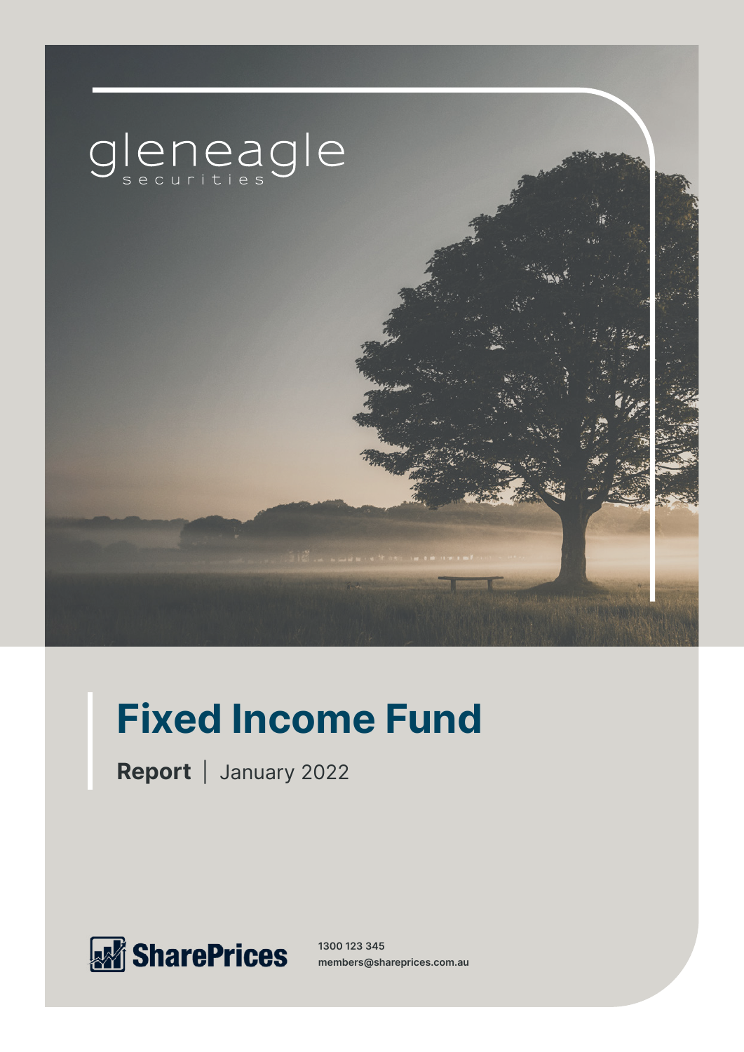gleneagle
securities

# Fixed Income Fund

**Report** | January 2022

SharePrices

1300 123 345
members@shareprices.com.au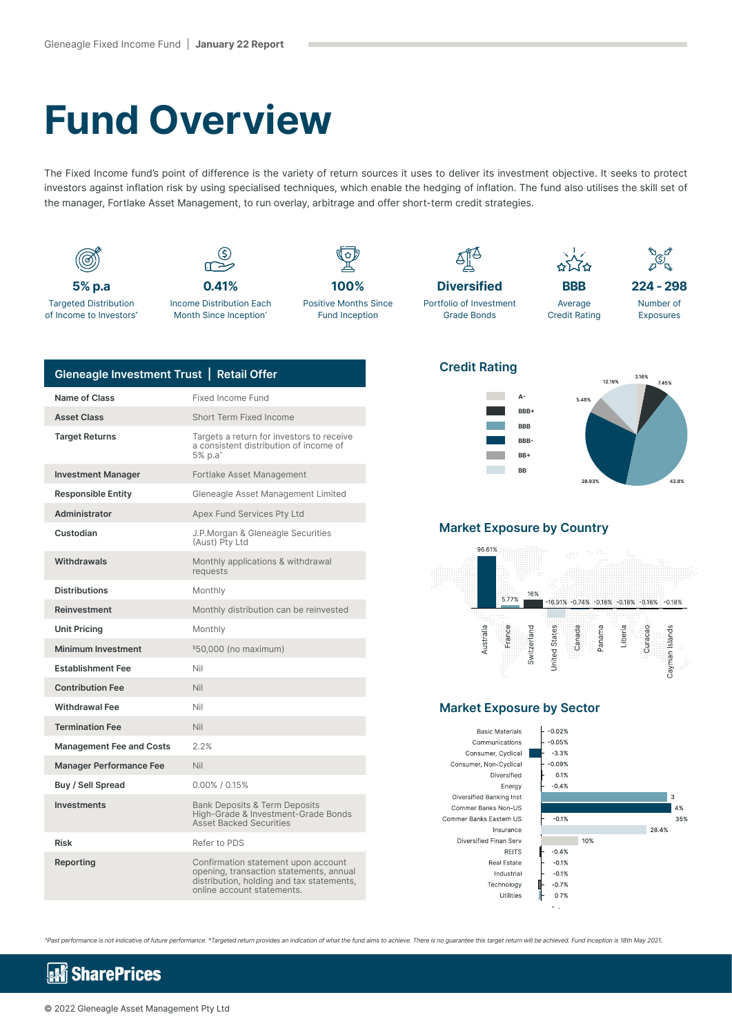# Fund Overview

The Fixed Income fund's point of difference is the variety of return sources it uses to deliver its investment objective. It seeks to protect investors against inflation risk by using specialised techniques, which enable the hedging of inflation. The fund also utilises the skill set of the manager, Fortlake Asset Management, to run overlay, arbitrage and offer short-term credit strategies.

**5% p.a**
Targeted Distribution of Income to Investors*

**0.41%**
Income Distribution Each Month Since Inception*

**100%**
Positive Months Since Fund Inception

**Diversified**
Portfolio of Investment Grade Bonds

**BBB**
Average Credit Rating

**224 - 298**
Number of Exposures

| Gleneagle Investment Trust \| Retail Offer | |
|---|---|
| Name of Class | Fixed Income Fund |
| Asset Class | Short Term Fixed Income |
| Target Returns | Targets a return for investors to receive a consistent distribution of income of 5% p.a* |
| Investment Manager | Fortlake Asset Management |
| Responsible Entity | Gleneagle Asset Management Limited |
| Administrator | Apex Fund Services Pty Ltd |
| Custodian | J.P.Morgan & Gleneagle Securities (Aust) Pty Ltd |
| Withdrawals | Monthly applications & withdrawal requests |
| Distributions | Monthly |
| Reinvestment | Monthly distribution can be reinvested |
| Unit Pricing | Monthly |
| Minimum Investment | $50,000 (no maximum) |
| Establishment Fee | Nil |
| Contribution Fee | Nil |
| Withdrawal Fee | Nil |
| Termination Fee | Nil |
| Management Fee and Costs | 2.2% |
| Manager Performance Fee | Nil |
| Buy / Sell Spread | 0.00% / 0.15% |
| Investments | Bank Deposits & Term Deposits<br>High-Grade & Investment-Grade Bonds<br>Asset Backed Securities |
| Risk | Refer to PDS |
| Reporting | Confirmation statement upon account opening, transaction statements, annual distribution, holding and tax statements, online account statements. |

## Credit Rating

| Rating | Share |
|---|---|
| A- | 3.16% |
| BBB+ | 7.45% |
| BBB | 42.8% |
| BBB- | 28.93% |
| BB+ | 5.46% |
| BB | 12.19% |

## Market Exposure by Country

| Country | Exposure |
|---|---|
| Australia | 96.61% |
| France | 5.77% |
| Switzerland | 16% |
| United States | -16.91% |
| Canada | -0.74% |
| Panama | -0.18% |
| Liberia | -0.18% |
| Curacao | -0.18% |
| Cayman Islands | -0.18% |

## Market Exposure by Sector

| Sector | Exposure |
|---|---|
| Basic Materials | -0.02% |
| Communications | -0.05% |
| Consumer, Cyclical | -3.3% |
| Consumer, Non-Cyclical | -0.09% |
| Diversified | 0.1% |
| Energy | -0.4% |
| Diversified Banking Inst | 3 |
| Commer Banks Non-US | 4% |
| Commer Banks Eastern US | -0.1% |
| Insurance | 28.4% |
| Diversified Finan Serv | 10% |
| REITS | -0.4% |
| Real Estate | -0.1% |
| Industrial | -0.1% |
| Technology | -0.7% |
| Utilities | 0 7% |

35%

*Past performance is not indicative of future performance. *Targeted return provides an indication of what the fund aims to achieve. There is no guarantee this target return will be achieved. Fund inception is 18th May 2021.

SharePrices

© 2022 Gleneagle Asset Management Pty Ltd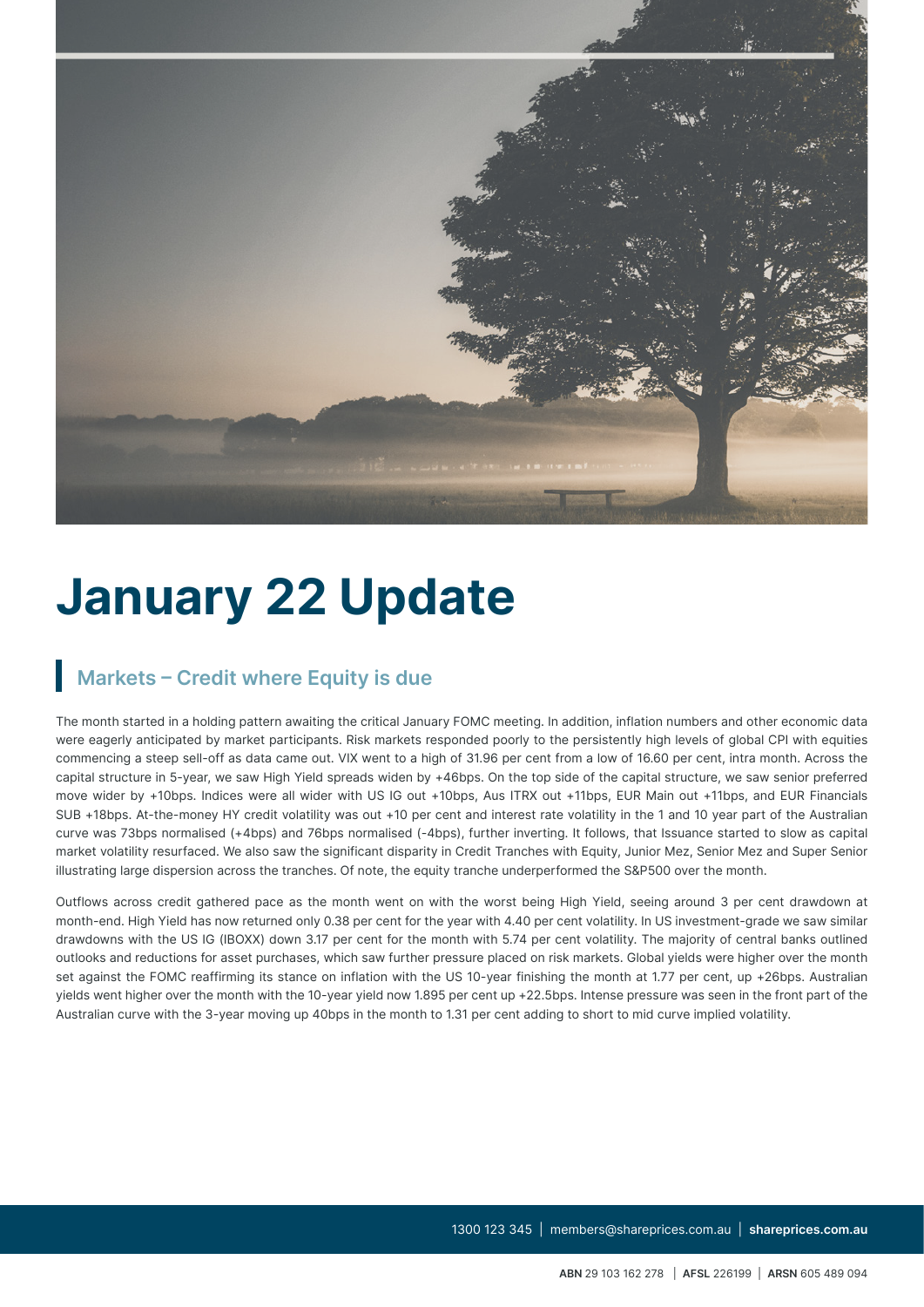# January 22 Update

## Markets – Credit where Equity is due

The month started in a holding pattern awaiting the critical January FOMC meeting. In addition, inflation numbers and other economic data were eagerly anticipated by market participants. Risk markets responded poorly to the persistently high levels of global CPI with equities commencing a steep sell-off as data came out. VIX went to a high of 31.96 per cent from a low of 16.60 per cent, intra month. Across the capital structure in 5-year, we saw High Yield spreads widen by +46bps. On the top side of the capital structure, we saw senior preferred move wider by +10bps. Indices were all wider with US IG out +10bps, Aus ITRX out +11bps, EUR Main out +11bps, and EUR Financials SUB +18bps. At-the-money HY credit volatility was out +10 per cent and interest rate volatility in the 1 and 10 year part of the Australian curve was 73bps normalised (+4bps) and 76bps normalised (-4bps), further inverting. It follows, that Issuance started to slow as capital market volatility resurfaced. We also saw the significant disparity in Credit Tranches with Equity, Junior Mez, Senior Mez and Super Senior illustrating large dispersion across the tranches. Of note, the equity tranche underperformed the S&P500 over the month.

Outflows across credit gathered pace as the month went on with the worst being High Yield, seeing around 3 per cent drawdown at month-end. High Yield has now returned only 0.38 per cent for the year with 4.40 per cent volatility. In US investment-grade we saw similar drawdowns with the US IG (IBOXX) down 3.17 per cent for the month with 5.74 per cent volatility. The majority of central banks outlined outlooks and reductions for asset purchases, which saw further pressure placed on risk markets. Global yields were higher over the month set against the FOMC reaffirming its stance on inflation with the US 10-year finishing the month at 1.77 per cent, up +26bps. Australian yields went higher over the month with the 10-year yield now 1.895 per cent up +22.5bps. Intense pressure was seen in the front part of the Australian curve with the 3-year moving up 40bps in the month to 1.31 per cent adding to short to mid curve implied volatility.

1300 123 345 | members@shareprices.com.au | **shareprices.com.au**

**ABN** 29 103 162 278 | **AFSL** 226199 | **ARSN** 605 489 094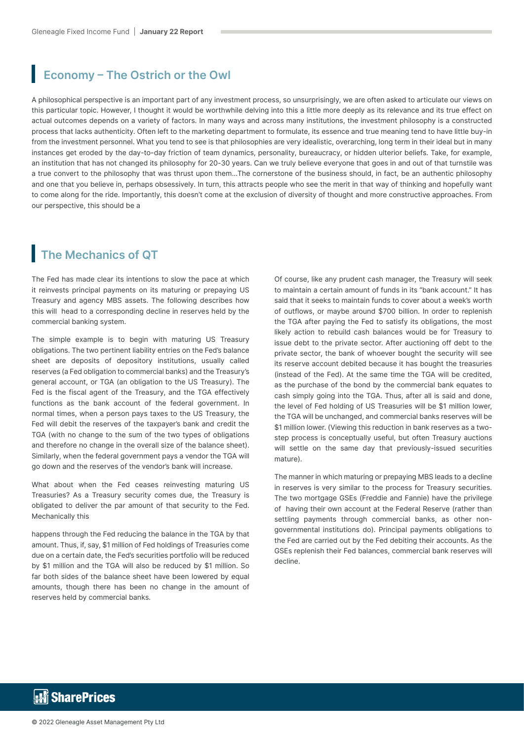## Economy – The Ostrich or the Owl

A philosophical perspective is an important part of any investment process, so unsurprisingly, we are often asked to articulate our views on this particular topic. However, I thought it would be worthwhile delving into this a little more deeply as its relevance and its true effect on actual outcomes depends on a variety of factors. In many ways and across many institutions, the investment philosophy is a constructed process that lacks authenticity. Often left to the marketing department to formulate, its essence and true meaning tend to have little buy-in from the investment personnel. What you tend to see is that philosophies are very idealistic, overarching, long term in their ideal but in many instances get eroded by the day-to-day friction of team dynamics, personality, bureaucracy, or hidden ulterior beliefs. Take, for example, an institution that has not changed its philosophy for 20-30 years. Can we truly believe everyone that goes in and out of that turnstile was a true convert to the philosophy that was thrust upon them…The cornerstone of the business should, in fact, be an authentic philosophy and one that you believe in, perhaps obsessively. In turn, this attracts people who see the merit in that way of thinking and hopefully want to come along for the ride. Importantly, this doesn't come at the exclusion of diversity of thought and more constructive approaches. From our perspective, this should be a

## The Mechanics of QT

The Fed has made clear its intentions to slow the pace at which it reinvests principal payments on its maturing or prepaying US Treasury and agency MBS assets. The following describes how this will head to a corresponding decline in reserves held by the commercial banking system.

The simple example is to begin with maturing US Treasury obligations. The two pertinent liability entries on the Fed's balance sheet are deposits of depository institutions, usually called reserves (a Fed obligation to commercial banks) and the Treasury's general account, or TGA (an obligation to the US Treasury). The Fed is the fiscal agent of the Treasury, and the TGA effectively functions as the bank account of the federal government. In normal times, when a person pays taxes to the US Treasury, the Fed will debit the reserves of the taxpayer's bank and credit the TGA (with no change to the sum of the two types of obligations and therefore no change in the overall size of the balance sheet). Similarly, when the federal government pays a vendor the TGA will go down and the reserves of the vendor's bank will increase.

What about when the Fed ceases reinvesting maturing US Treasuries? As a Treasury security comes due, the Treasury is obligated to deliver the par amount of that security to the Fed. Mechanically this happens through the Fed reducing the balance in the TGA by that amount. Thus, if, say, $1 million of Fed holdings of Treasuries come due on a certain date, the Fed's securities portfolio will be reduced by $1 million and the TGA will also be reduced by $1 million. So far both sides of the balance sheet have been lowered by equal amounts, though there has been no change in the amount of reserves held by commercial banks.

Of course, like any prudent cash manager, the Treasury will seek to maintain a certain amount of funds in its "bank account." It has said that it seeks to maintain funds to cover about a week's worth of outflows, or maybe around $700 billion. In order to replenish the TGA after paying the Fed to satisfy its obligations, the most likely action to rebuild cash balances would be for Treasury to issue debt to the private sector. After auctioning off debt to the private sector, the bank of whoever bought the security will see its reserve account debited because it has bought the treasuries (instead of the Fed). At the same time the TGA will be credited, as the purchase of the bond by the commercial bank equates to cash simply going into the TGA. Thus, after all is said and done, the level of Fed holding of US Treasuries will be $1 million lower, the TGA will be unchanged, and commercial banks reserves will be $1 million lower. (Viewing this reduction in bank reserves as a two-step process is conceptually useful, but often Treasury auctions will settle on the same day that previously-issued securities mature).

The manner in which maturing or prepaying MBS leads to a decline in reserves is very similar to the process for Treasury securities. The two mortgage GSEs (Freddie and Fannie) have the privilege of having their own account at the Federal Reserve (rather than settling payments through commercial banks, as other non-governmental institutions do). Principal payments obligations to the Fed are carried out by the Fed debiting their accounts. As the GSEs replenish their Fed balances, commercial bank reserves will decline.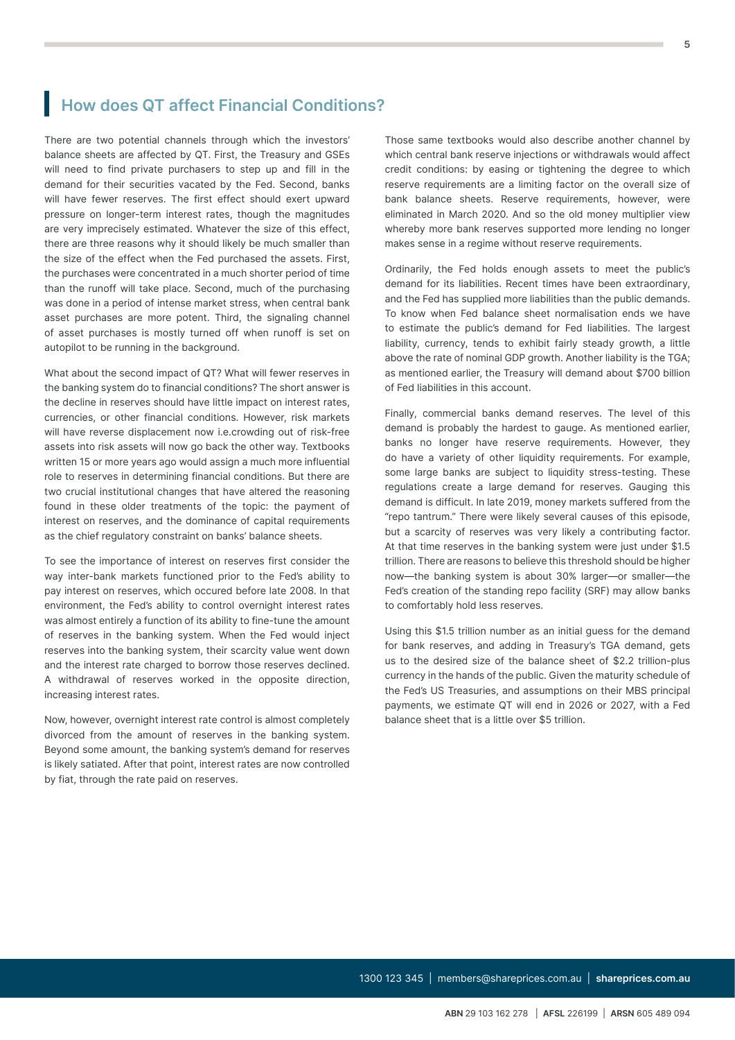## How does QT affect Financial Conditions?

There are two potential channels through which the investors' balance sheets are affected by QT. First, the Treasury and GSEs will need to find private purchasers to step up and fill in the demand for their securities vacated by the Fed. Second, banks will have fewer reserves. The first effect should exert upward pressure on longer-term interest rates, though the magnitudes are very imprecisely estimated. Whatever the size of this effect, there are three reasons why it should likely be much smaller than the size of the effect when the Fed purchased the assets. First, the purchases were concentrated in a much shorter period of time than the runoff will take place. Second, much of the purchasing was done in a period of intense market stress, when central bank asset purchases are more potent. Third, the signaling channel of asset purchases is mostly turned off when runoff is set on autopilot to be running in the background.

What about the second impact of QT? What will fewer reserves in the banking system do to financial conditions? The short answer is the decline in reserves should have little impact on interest rates, currencies, or other financial conditions. However, risk markets will have reverse displacement now i.e.crowding out of risk-free assets into risk assets will now go back the other way. Textbooks written 15 or more years ago would assign a much more influential role to reserves in determining financial conditions. But there are two crucial institutional changes that have altered the reasoning found in these older treatments of the topic: the payment of interest on reserves, and the dominance of capital requirements as the chief regulatory constraint on banks' balance sheets.

To see the importance of interest on reserves first consider the way inter-bank markets functioned prior to the Fed's ability to pay interest on reserves, which occured before late 2008. In that environment, the Fed's ability to control overnight interest rates was almost entirely a function of its ability to fine-tune the amount of reserves in the banking system. When the Fed would inject reserves into the banking system, their scarcity value went down and the interest rate charged to borrow those reserves declined. A withdrawal of reserves worked in the opposite direction, increasing interest rates.

Now, however, overnight interest rate control is almost completely divorced from the amount of reserves in the banking system. Beyond some amount, the banking system's demand for reserves is likely satiated. After that point, interest rates are now controlled by fiat, through the rate paid on reserves.

Those same textbooks would also describe another channel by which central bank reserve injections or withdrawals would affect credit conditions: by easing or tightening the degree to which reserve requirements are a limiting factor on the overall size of bank balance sheets. Reserve requirements, however, were eliminated in March 2020. And so the old money multiplier view whereby more bank reserves supported more lending no longer makes sense in a regime without reserve requirements.

Ordinarily, the Fed holds enough assets to meet the public's demand for its liabilities. Recent times have been extraordinary, and the Fed has supplied more liabilities than the public demands. To know when Fed balance sheet normalisation ends we have to estimate the public's demand for Fed liabilities. The largest liability, currency, tends to exhibit fairly steady growth, a little above the rate of nominal GDP growth. Another liability is the TGA; as mentioned earlier, the Treasury will demand about $700 billion of Fed liabilities in this account.

Finally, commercial banks demand reserves. The level of this demand is probably the hardest to gauge. As mentioned earlier, banks no longer have reserve requirements. However, they do have a variety of other liquidity requirements. For example, some large banks are subject to liquidity stress-testing. These regulations create a large demand for reserves. Gauging this demand is difficult. In late 2019, money markets suffered from the "repo tantrum." There were likely several causes of this episode, but a scarcity of reserves was very likely a contributing factor. At that time reserves in the banking system were just under $1.5 trillion. There are reasons to believe this threshold should be higher now—the banking system is about 30% larger—or smaller—the Fed's creation of the standing repo facility (SRF) may allow banks to comfortably hold less reserves.

Using this $1.5 trillion number as an initial guess for the demand for bank reserves, and adding in Treasury's TGA demand, gets us to the desired size of the balance sheet of $2.2 trillion-plus currency in the hands of the public. Given the maturity schedule of the Fed's US Treasuries, and assumptions on their MBS principal payments, we estimate QT will end in 2026 or 2027, with a Fed balance sheet that is a little over $5 trillion.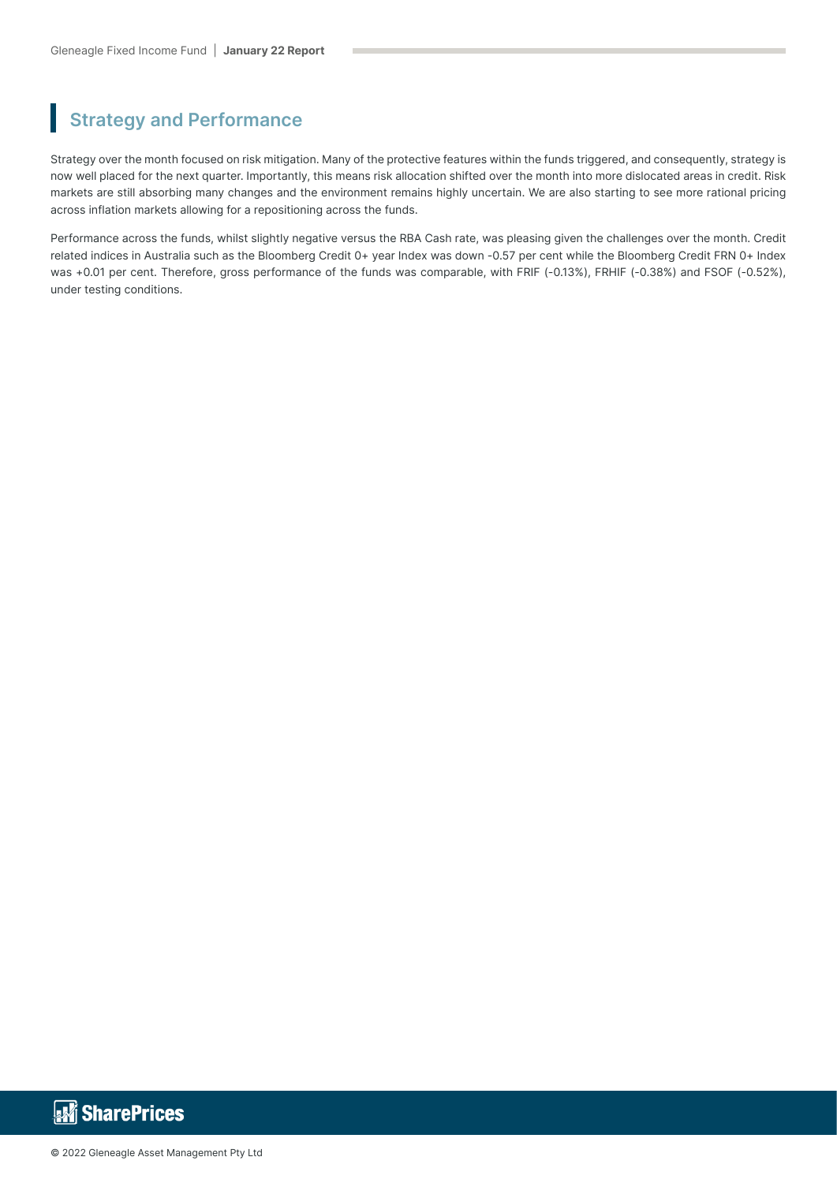## Strategy and Performance

Strategy over the month focused on risk mitigation. Many of the protective features within the funds triggered, and consequently, strategy is now well placed for the next quarter. Importantly, this means risk allocation shifted over the month into more dislocated areas in credit. Risk markets are still absorbing many changes and the environment remains highly uncertain. We are also starting to see more rational pricing across inflation markets allowing for a repositioning across the funds.

Performance across the funds, whilst slightly negative versus the RBA Cash rate, was pleasing given the challenges over the month. Credit related indices in Australia such as the Bloomberg Credit 0+ year Index was down -0.57 per cent while the Bloomberg Credit FRN 0+ Index was +0.01 per cent. Therefore, gross performance of the funds was comparable, with FRIF (-0.13%), FRHIF (-0.38%) and FSOF (-0.52%), under testing conditions.